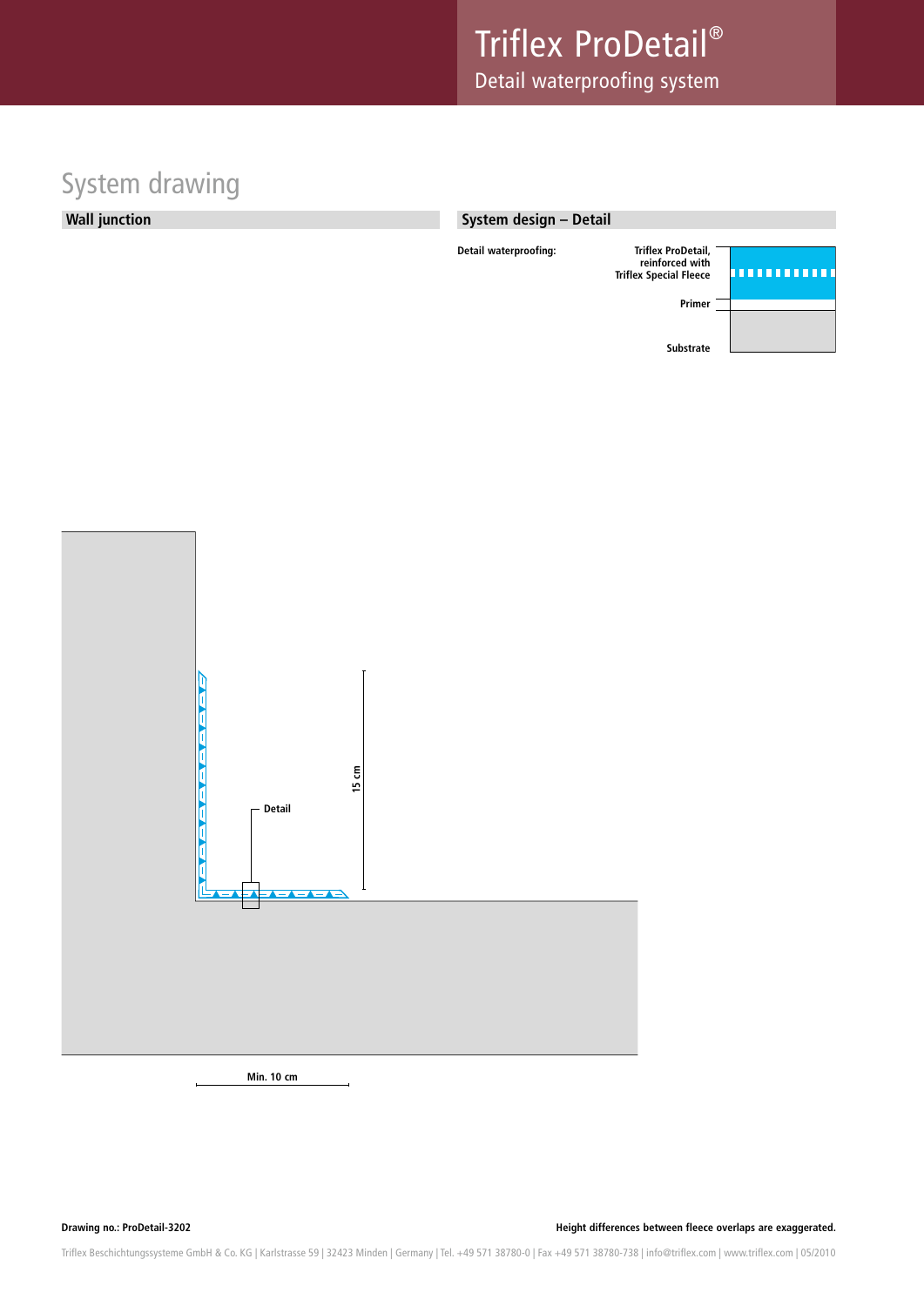# Triflex ProDetail®

Detail waterproofing system

## System drawing

### Wall junction

### System design – Detail

**Detail waterproofing:**

Triflex ProDetail, reinforced with Triflex Special Fleece

Primer

Substrate

Detail

15 cm

Min. 10 cm

**Drawing no.: ProDetail-3202**

**Height differences between fleece overlaps are exaggerated.**

Triflex Beschichtungssysteme GmbH & Co. KG | Karlstrasse 59 | 32423 Minden | Germany | Tel. +49 571 38780-0 | Fax +49 571 38780-738 | info@triflex.com | www.triflex.com | 05/2010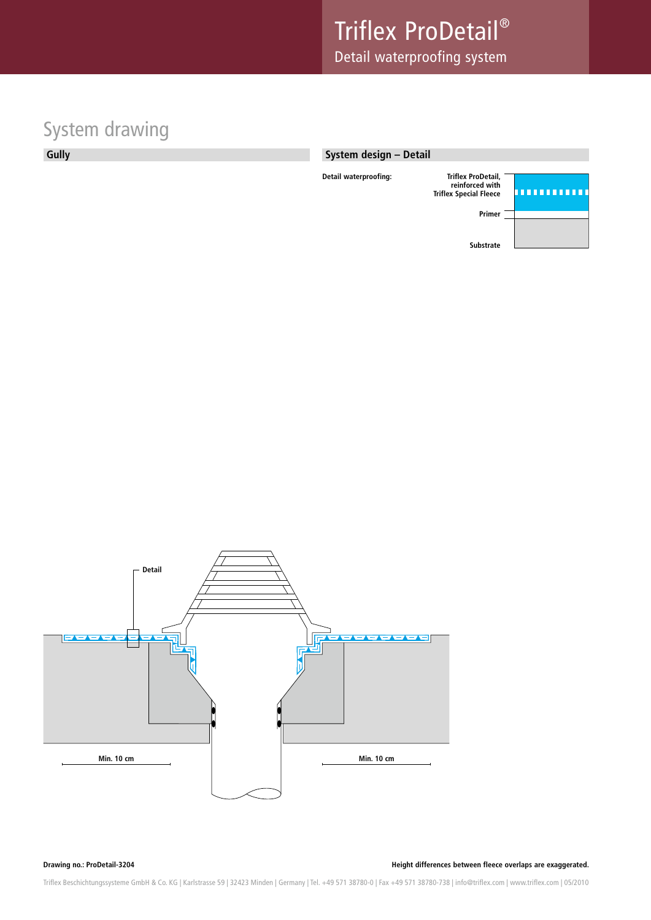# System drawing

## Gully

## System design – Detail

**Detail waterproofing:**

**Triflex ProDetail, reinforced with Triflex Special Fleece**

**Primer**

**Substrate**

**Detail**

**Min. 10 cm**

**Min. 10 cm**

**Drawing no.: ProDetail-3204**

**Height differences between fleece overlaps are exaggerated.**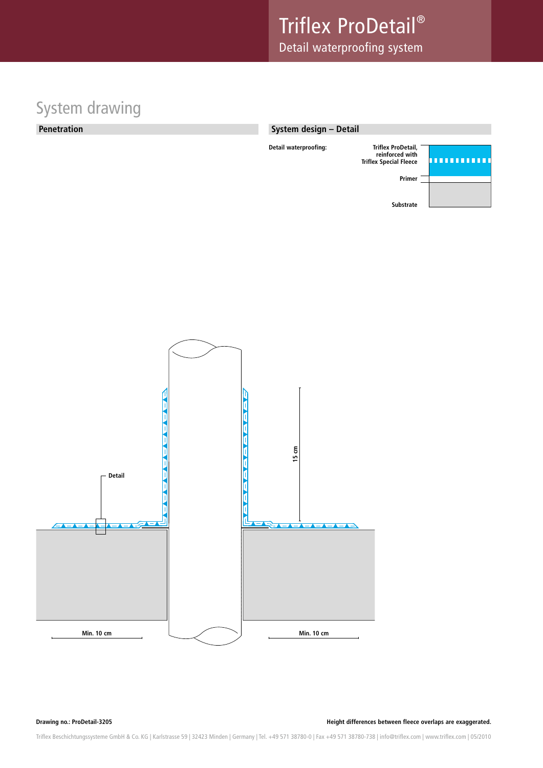# System drawing

## Penetration

## System design – Detail

**Detail waterproofing:**

Triflex ProDetail, reinforced with Triflex Special Fleece

Primer

Substrate

Detail

15 cm

Min. 10 cm

Min. 10 cm

**Drawing no.: ProDetail-3205**

**Height differences between fleece overlaps are exaggerated.**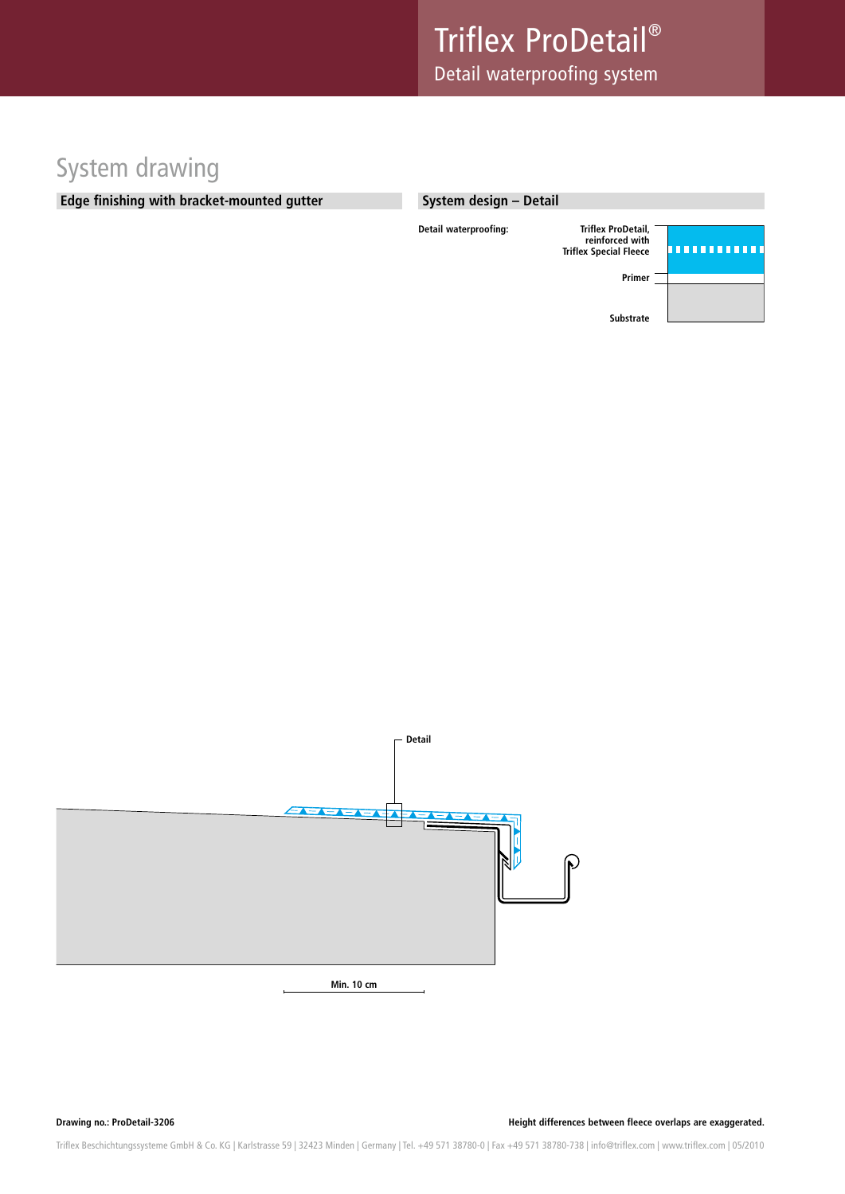# System drawing

## Edge finishing with bracket-mounted gutter

## System design – Detail

**Detail waterproofing:**

**Triflex ProDetail, reinforced with Triflex Special Fleece**

**Primer**

**Substrate**

**Detail**

**Min. 10 cm**

**Drawing no.: ProDetail-3206**

**Height differences between fleece overlaps are exaggerated.**

Triflex Beschichtungssysteme GmbH & Co. KG | Karlstrasse 59 | 32423 Minden | Germany | Tel. +49 571 38780-0 | Fax +49 571 38780-738 | info@triflex.com | www.triflex.com | 05/2010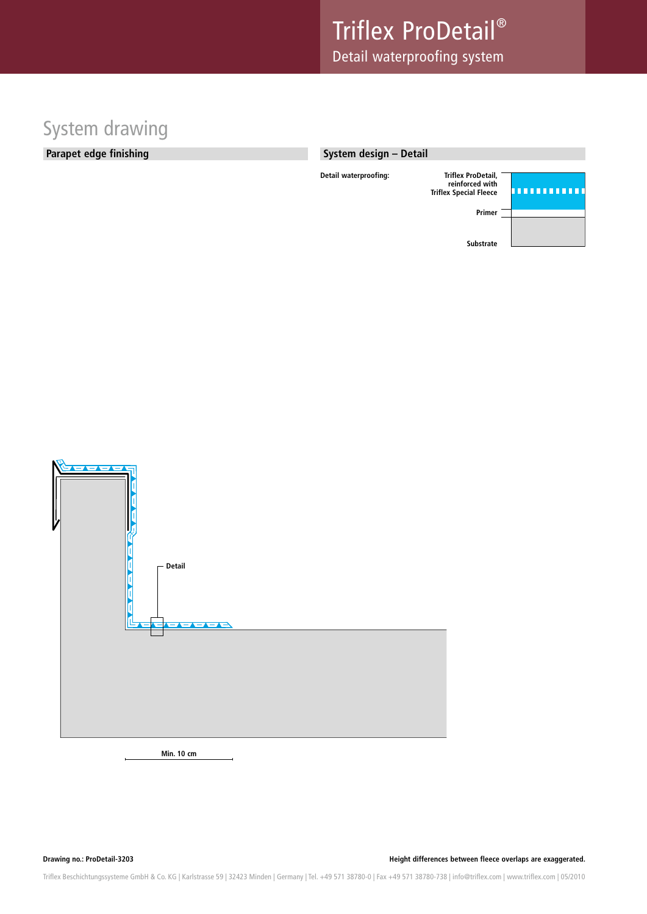## System drawing

### Parapet edge finishing

### System design – Detail

**Detail waterproofing:**

**Triflex ProDetail, reinforced with Triflex Special Fleece**

**Primer**

**Substrate**

**Detail**

**Min. 10 cm**

**Drawing no.: ProDetail-3203**

**Height differences between fleece overlaps are exaggerated.**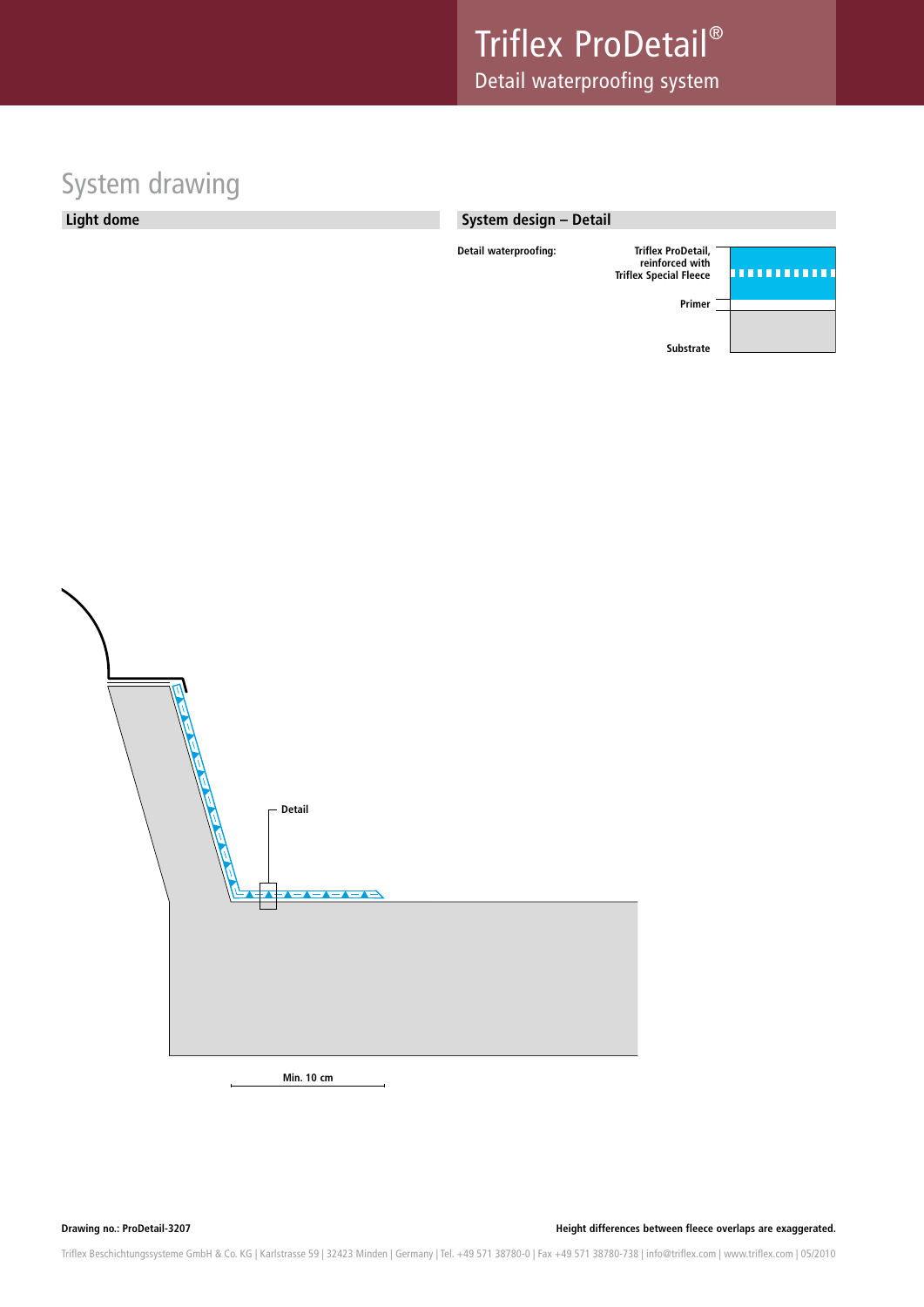# System drawing

## Light dome

## System design – Detail

Detail waterproofing:

- Triflex ProDetail, reinforced with Triflex Special Fleece
- Primer
- Substrate

Detail

Min. 10 cm

**Drawing no.: ProDetail-3207**

**Height differences between fleece overlaps are exaggerated.**

Triflex Beschichtungssysteme GmbH & Co. KG | Karlstrasse 59 | 32423 Minden | Germany | Tel. +49 571 38780-0 | Fax +49 571 38780-738 | info@triflex.com | www.triflex.com | 05/2010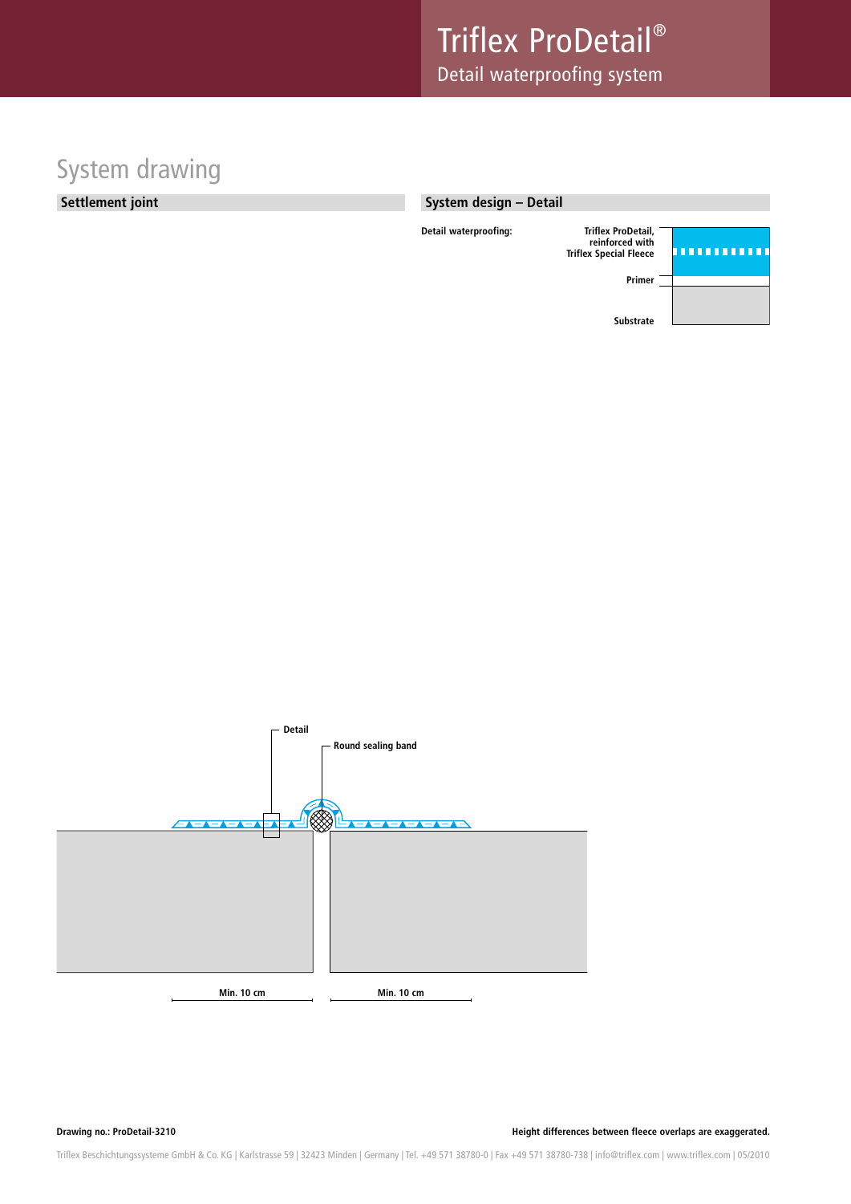Triflex ProDetail®

Detail waterproofing system

# System drawing

## Settlement joint

## System design – Detail

Detail waterproofing:

Triflex ProDetail, reinforced with Triflex Special Fleece

Primer

Substrate

Detail

Round sealing band

Min. 10 cm

Min. 10 cm

Drawing no.: ProDetail-3210

Height differences between fleece overlaps are exaggerated.

Triflex Beschichtungssysteme GmbH & Co. KG | Karlstrasse 59 | 32423 Minden | Germany | Tel. +49 571 38780-0 | Fax +49 571 38780-738 | info@triflex.com | www.triflex.com | 05/2010